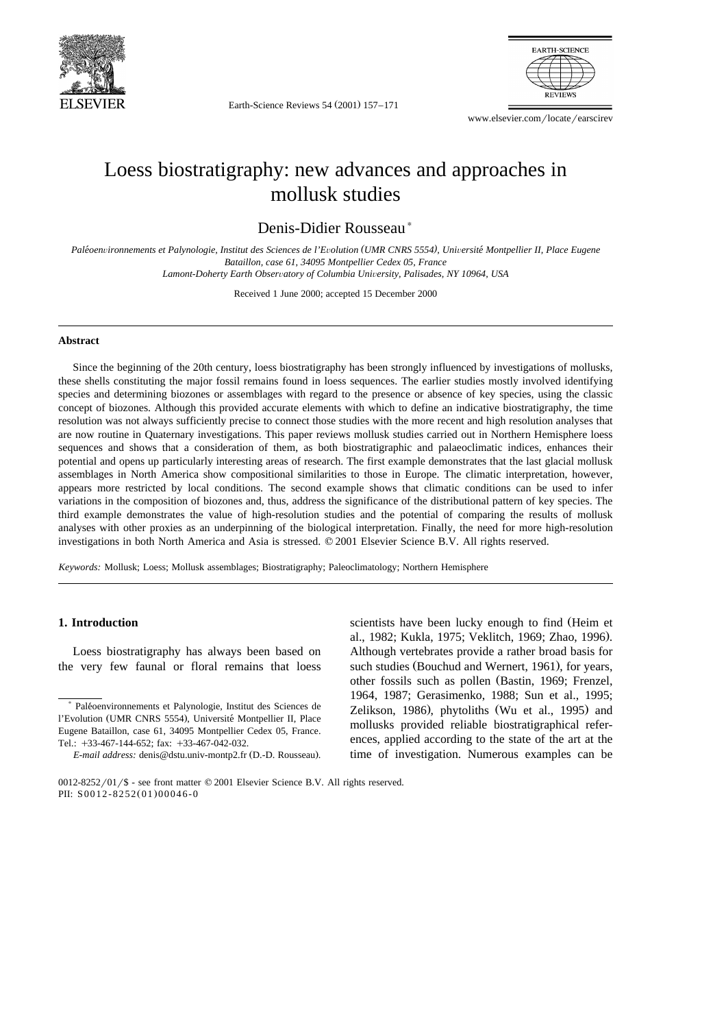# Loess biostratigraphy: new advances and approaches in mollusk studies

Denis-Didier Rousseau *

*Paléoenvironnements et Palynologie, Institut des Sciences de l'Evolution (UMR CNRS 5554), Université Montpellier II, Place Eugene Bataillon, case 61, 34095 Montpellier Cedex 05, France*
*Lamont-Doherty Earth Observatory of Columbia University, Palisades, NY 10964, USA*

Received 1 June 2000; accepted 15 December 2000

## Abstract

Since the beginning of the 20th century, loess biostratigraphy has been strongly influenced by investigations of mollusks, these shells constituting the major fossil remains found in loess sequences. The earlier studies mostly involved identifying species and determining biozones or assemblages with regard to the presence or absence of key species, using the classic concept of biozones. Although this provided accurate elements with which to define an indicative biostratigraphy, the time resolution was not always sufficiently precise to connect those studies with the more recent and high resolution analyses that are now routine in Quaternary investigations. This paper reviews mollusk studies carried out in Northern Hemisphere loess sequences and shows that a consideration of them, as both biostratigraphic and palaeoclimatic indices, enhances their potential and opens up particularly interesting areas of research. The first example demonstrates that the last glacial mollusk assemblages in North America show compositional similarities to those in Europe. The climatic interpretation, however, appears more restricted by local conditions. The second example shows that climatic conditions can be used to infer variations in the composition of biozones and, thus, address the significance of the distributional pattern of key species. The third example demonstrates the value of high-resolution studies and the potential of comparing the results of mollusk analyses with other proxies as an underpinning of the biological interpretation. Finally, the need for more high-resolution investigations in both North America and Asia is stressed. © 2001 Elsevier Science B.V. All rights reserved.

*Keywords:* Mollusk; Loess; Mollusk assemblages; Biostratigraphy; Paleoclimatology; Northern Hemisphere

## 1. Introduction

Loess biostratigraphy has always been based on the very few faunal or floral remains that loess scientists have been lucky enough to find (Heim et al., 1982; Kukla, 1975; Veklitch, 1969; Zhao, 1996). Although vertebrates provide a rather broad basis for such studies (Bouchud and Wernert, 1961), for years, other fossils such as pollen (Bastin, 1969; Frenzel, 1964, 1987; Gerasimenko, 1988; Sun et al., 1995; Zelikson, 1986), phytoliths (Wu et al., 1995) and mollusks provided reliable biostratigraphical references, applied according to the state of the art at the time of investigation. Numerous examples can be

---

* Paléoenvironnements et Palynologie, Institut des Sciences de l'Evolution (UMR CNRS 5554), Université Montpellier II, Place Eugene Bataillon, case 61, 34095 Montpellier Cedex 05, France. Tel.: +33-467-144-652; fax: +33-467-042-032.

*E-mail address:* denis@dstu.univ-montp2.fr (D.-D. Rousseau).

0012-8252/01/$ - see front matter © 2001 Elsevier Science B.V. All rights reserved.
PII: S0012-8252(01)00046-0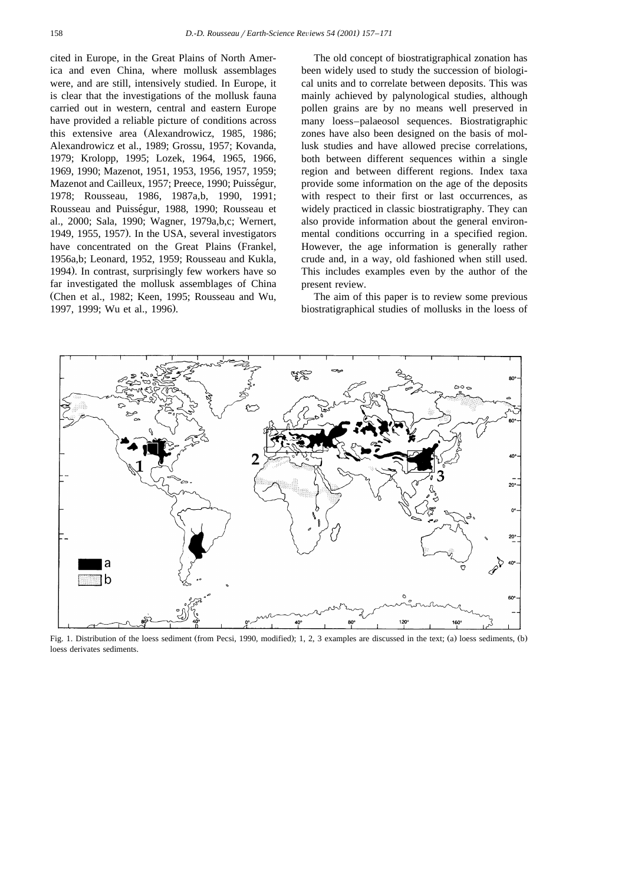cited in Europe, in the Great Plains of North America and even China, where mollusk assemblages were, and are still, intensively studied. In Europe, it is clear that the investigations of the mollusk fauna carried out in western, central and eastern Europe have provided a reliable picture of conditions across this extensive area (Alexandrowicz, 1985, 1986; Alexandrowicz et al., 1989; Grossu, 1957; Kovanda, 1979; Krolopp, 1995; Lozek, 1964, 1965, 1966, 1969, 1990; Mazenot, 1951, 1953, 1956, 1957, 1959; Mazenot and Cailleux, 1957; Preece, 1990; Puisségur, 1978; Rousseau, 1986, 1987a,b, 1990, 1991; Rousseau and Puisségur, 1988, 1990; Rousseau et al., 2000; Sala, 1990; Wagner, 1979a,b,c; Wernert, 1949, 1955, 1957). In the USA, several investigators have concentrated on the Great Plains (Frankel, 1956a,b; Leonard, 1952, 1959; Rousseau and Kukla, 1994). In contrast, surprisingly few workers have so far investigated the mollusk assemblages of China (Chen et al., 1982; Keen, 1995; Rousseau and Wu, 1997, 1999; Wu et al., 1996).

The old concept of biostratigraphical zonation has been widely used to study the succession of biological units and to correlate between deposits. This was mainly achieved by palynological studies, although pollen grains are by no means well preserved in many loess–palaeosol sequences. Biostratigraphic zones have also been designed on the basis of mollusk studies and have allowed precise correlations, both between different sequences within a single region and between different regions. Index taxa provide some information on the age of the deposits with respect to their first or last occurrences, as widely practiced in classic biostratigraphy. They can also provide information about the general environmental conditions occurring in a specified region. However, the age information is generally rather crude and, in a way, old fashioned when still used. This includes examples even by the author of the present review.

The aim of this paper is to review some previous biostratigraphical studies of mollusks in the loess of

Fig. 1. Distribution of the loess sediment (from Pecsi, 1990, modified); 1, 2, 3 examples are discussed in the text; (a) loess sediments, (b) loess derivates sediments.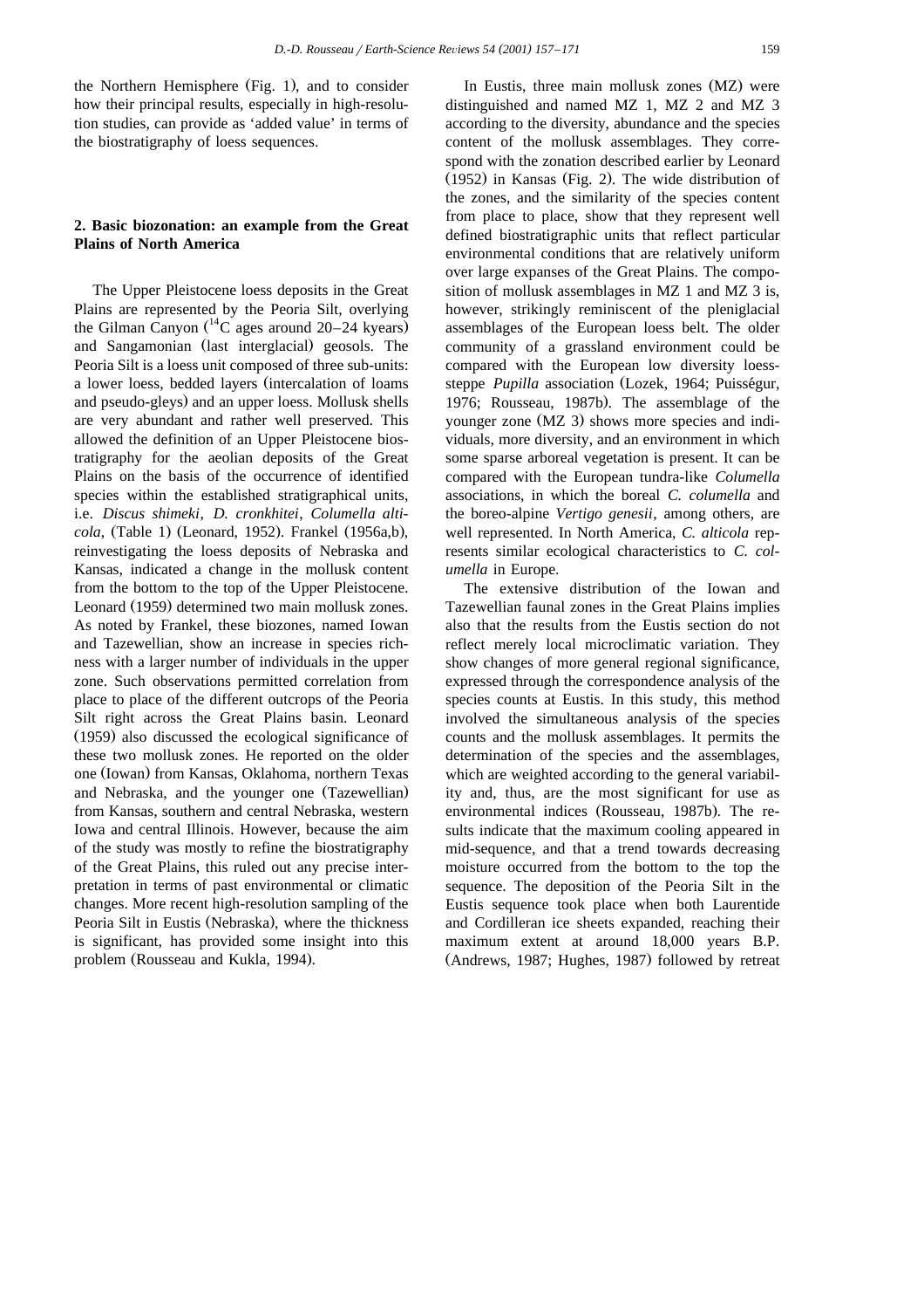the Northern Hemisphere (Fig. 1), and to consider how their principal results, especially in high-resolution studies, can provide as 'added value' in terms of the biostratigraphy of loess sequences.

## 2. Basic biozonation: an example from the Great Plains of North America

The Upper Pleistocene loess deposits in the Great Plains are represented by the Peoria Silt, overlying the Gilman Canyon ($^{14}C$ ages around 20–24 kyears) and Sangamonian (last interglacial) geosols. The Peoria Silt is a loess unit composed of three sub-units: a lower loess, bedded layers (intercalation of loams and pseudo-gleys) and an upper loess. Mollusk shells are very abundant and rather well preserved. This allowed the definition of an Upper Pleistocene biostratigraphy for the aeolian deposits of the Great Plains on the basis of the occurrence of identified species within the established stratigraphical units, i.e. *Discus shimeki*, *D. cronkhitei*, *Columella alticola*, (Table 1) (Leonard, 1952). Frankel (1956a,b), reinvestigating the loess deposits of Nebraska and Kansas, indicated a change in the mollusk content from the bottom to the top of the Upper Pleistocene. Leonard (1959) determined two main mollusk zones. As noted by Frankel, these biozones, named Iowan and Tazewellian, show an increase in species richness with a larger number of individuals in the upper zone. Such observations permitted correlation from place to place of the different outcrops of the Peoria Silt right across the Great Plains basin. Leonard (1959) also discussed the ecological significance of these two mollusk zones. He reported on the older one (Iowan) from Kansas, Oklahoma, northern Texas and Nebraska, and the younger one (Tazewellian) from Kansas, southern and central Nebraska, western Iowa and central Illinois. However, because the aim of the study was mostly to refine the biostratigraphy of the Great Plains, this ruled out any precise interpretation in terms of past environmental or climatic changes. More recent high-resolution sampling of the Peoria Silt in Eustis (Nebraska), where the thickness is significant, has provided some insight into this problem (Rousseau and Kukla, 1994).

In Eustis, three main mollusk zones (MZ) were distinguished and named MZ 1, MZ 2 and MZ 3 according to the diversity, abundance and the species content of the mollusk assemblages. They correspond with the zonation described earlier by Leonard (1952) in Kansas (Fig. 2). The wide distribution of the zones, and the similarity of the species content from place to place, show that they represent well defined biostratigraphic units that reflect particular environmental conditions that are relatively uniform over large expanses of the Great Plains. The composition of mollusk assemblages in MZ 1 and MZ 3 is, however, strikingly reminiscent of the pleniglacial assemblages of the European loess belt. The older community of a grassland environment could be compared with the European low diversity loess-steppe *Pupilla* association (Lozek, 1964; Puisségur, 1976; Rousseau, 1987b). The assemblage of the younger zone (MZ 3) shows more species and individuals, more diversity, and an environment in which some sparse arboreal vegetation is present. It can be compared with the European tundra-like *Columella* associations, in which the boreal *C. columella* and the boreo-alpine *Vertigo genesii*, among others, are well represented. In North America, *C. alticola* represents similar ecological characteristics to *C. columella* in Europe.

The extensive distribution of the Iowan and Tazewellian faunal zones in the Great Plains implies also that the results from the Eustis section do not reflect merely local microclimatic variation. They show changes of more general regional significance, expressed through the correspondence analysis of the species counts at Eustis. In this study, this method involved the simultaneous analysis of the species counts and the mollusk assemblages. It permits the determination of the species and the assemblages, which are weighted according to the general variability and, thus, are the most significant for use as environmental indices (Rousseau, 1987b). The results indicate that the maximum cooling appeared in mid-sequence, and that a trend towards decreasing moisture occurred from the bottom to the top the sequence. The deposition of the Peoria Silt in the Eustis sequence took place when both Laurentide and Cordilleran ice sheets expanded, reaching their maximum extent at around 18,000 years B.P. (Andrews, 1987; Hughes, 1987) followed by retreat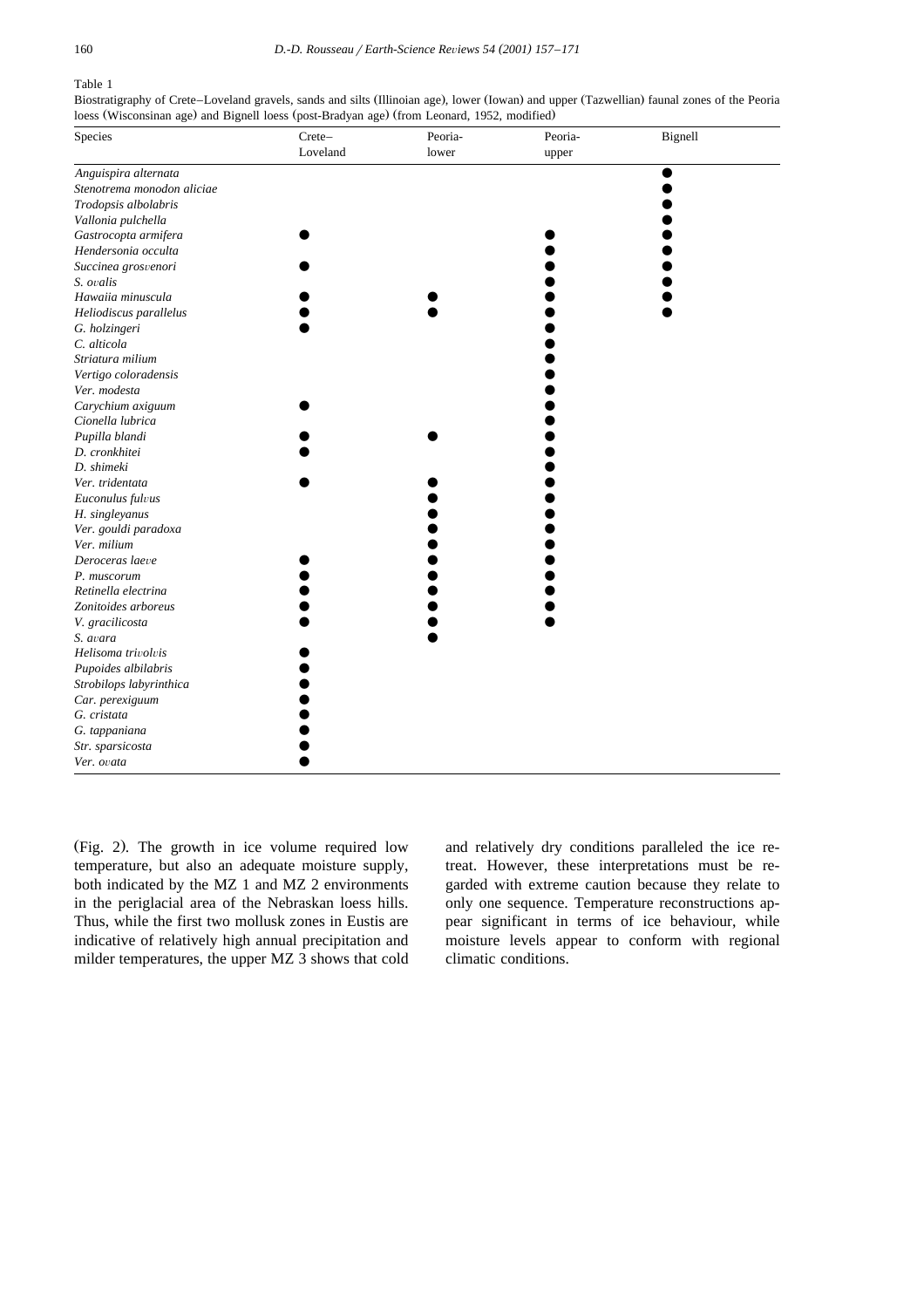Table 1

Biostratigraphy of Crete–Loveland gravels, sands and silts (Illinoian age), lower (Iowan) and upper (Tazwellian) faunal zones of the Peoria loess (Wisconsinan age) and Bignell loess (post-Bradyan age) (from Leonard, 1952, modified)

| Species | Crete–Loveland | Peoria-lower | Peoria-upper | Bignell |
|---|---|---|---|---|
| *Anguispira alternata* | | | | ● |
| *Stenotrema monodon aliciae* | | | | ● |
| *Trodopsis albolabris* | | | | ● |
| *Vallonia pulchella* | | | | ● |
| *Gastrocopta armifera* | ● | | ● | ● |
| *Hendersonia occulta* | | | ● | ● |
| *Succinea grosvenori* | ● | | ● | ● |
| *S. ovalis* | | | ● | ● |
| *Hawaiia minuscula* | ● | ● | ● | ● |
| *Heliodiscus parallelus* | ● | ● | ● | ● |
| *G. holzingeri* | ● | | ● | |
| *C. alticola* | | | ● | |
| *Striatura milium* | | | ● | |
| *Vertigo coloradensis* | | | ● | |
| *Ver. modesta* | | | ● | |
| *Carychium axiguum* | ● | | ● | |
| *Cionella lubrica* | | | ● | |
| *Pupilla blandi* | ● | ● | ● | |
| *D. cronkhitei* | ● | | ● | |
| *D. shimeki* | | | ● | |
| *Ver. tridentata* | ● | ● | ● | |
| *Euconulus fulvus* | | ● | ● | |
| *H. singleyanus* | | ● | ● | |
| *Ver. gouldi paradoxa* | | ● | ● | |
| *Ver. milium* | | ● | ● | |
| *Deroceras laeve* | ● | ● | ● | |
| *P. muscorum* | ● | ● | ● | |
| *Retinella electrina* | ● | ● | ● | |
| *Zonitoides arboreus* | ● | ● | ● | |
| *V. gracilicosta* | ● | ● | ● | |
| *S. avara* | | ● | | |
| *Helisoma trivolvis* | ● | | | |
| *Pupoides albilabris* | ● | | | |
| *Strobilops labyrinthica* | ● | | | |
| *Car. perexiguum* | ● | | | |
| *G. cristata* | ● | | | |
| *G. tappaniana* | ● | | | |
| *Str. sparsicosta* | ● | | | |
| *Ver. ovata* | ● | | | |

(Fig. 2). The growth in ice volume required low temperature, but also an adequate moisture supply, both indicated by the MZ 1 and MZ 2 environments in the periglacial area of the Nebraskan loess hills. Thus, while the first two mollusk zones in Eustis are indicative of relatively high annual precipitation and milder temperatures, the upper MZ 3 shows that cold and relatively dry conditions paralleled the ice retreat. However, these interpretations must be regarded with extreme caution because they relate to only one sequence. Temperature reconstructions appear significant in terms of ice behaviour, while moisture levels appear to conform with regional climatic conditions.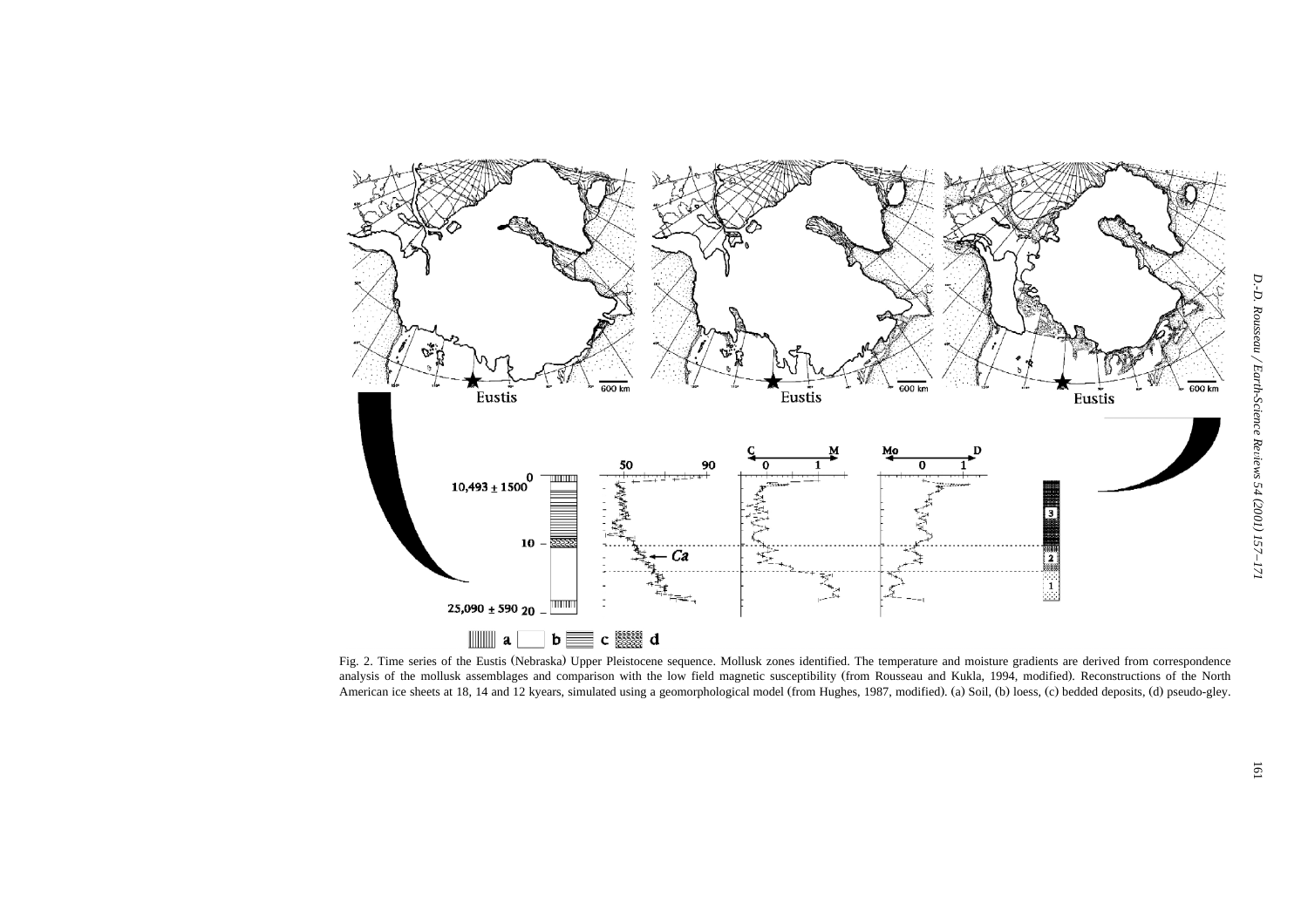Fig. 2. Time series of the Eustis (Nebraska) Upper Pleistocene sequence. Mollusk zones identified. The temperature and moisture gradients are derived from correspondence analysis of the mollusk assemblages and comparison with the low field magnetic susceptibility (from Rousseau and Kukla, 1994, modified). Reconstructions of the North American ice sheets at 18, 14 and 12 kyears, simulated using a geomorphological model (from Hughes, 1987, modified). (a) Soil, (b) loess, (c) bedded deposits, (d) pseudo-gley.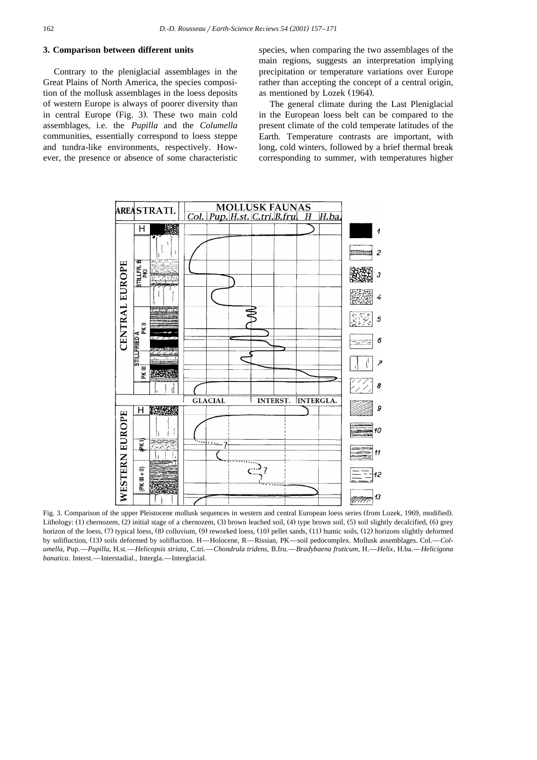## 3. Comparison between different units

Contrary to the pleniglacial assemblages in the Great Plains of North America, the species composition of the mollusk assemblages in the loess deposits of western Europe is always of poorer diversity than in central Europe (Fig. 3). These two main cold assemblages, i.e. the *Pupilla* and the *Columella* communities, essentially correspond to loess steppe and tundra-like environments, respectively. However, the presence or absence of some characteristic species, when comparing the two assemblages of the main regions, suggests an interpretation implying precipitation or temperature variations over Europe rather than accepting the concept of a central origin, as mentioned by Lozek (1964).

The general climate during the Last Pleniglacial in the European loess belt can be compared to the present climate of the cold temperate latitudes of the Earth. Temperature contrasts are important, with long, cold winters, followed by a brief thermal break corresponding to summer, with temperatures higher

Fig. 3. Comparison of the upper Pleistocene mollusk sequences in western and central European loess series (from Lozek, 1969, modified). Lithology: (1) chernozem, (2) initial stage of a chernozem, (3) brown leached soil, (4) type brown soil, (5) soil slightly decalcified, (6) grey horizon of the loess, (7) typical loess, (8) colluvium, (9) reworked loess, (10) pellet sands, (11) humic soils, (12) horizons slightly deformed by solifluction, (13) soils deformed by solifluction. H—Holocene, R—Rissian, PK—soil pedocomplex. Mollusk assemblages. Col.—*Columella*, Pup.—*Pupilla*, H.st.—*Helicopsis striata*, C.tri.—*Chondrula tridens*, B.fru.—*Bradybaena fruticum*, H.—*Helix*, H.ba.—*Helicigona banatica*. Interst.—Interstadial., Intergla.—Interglacial.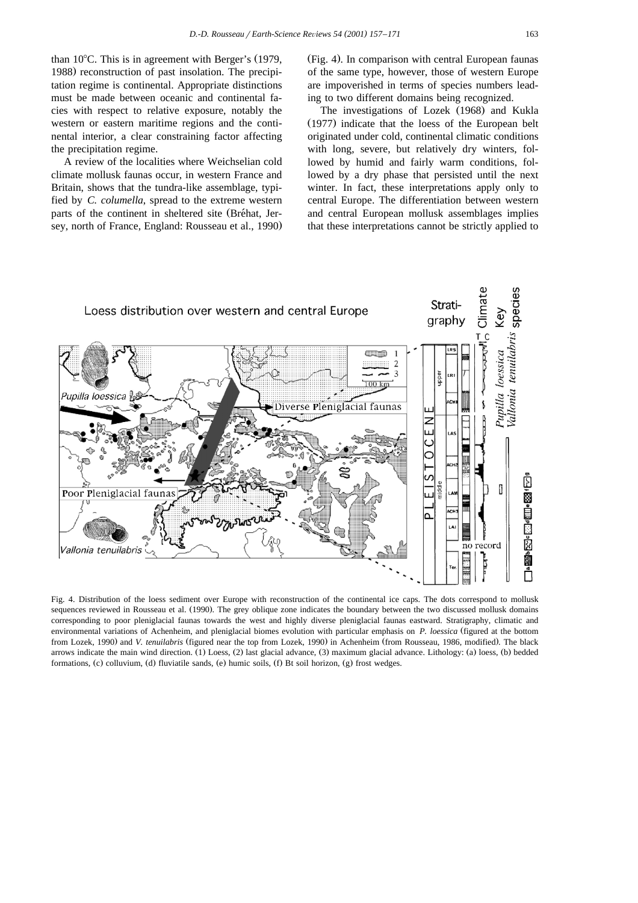than 10°C. This is in agreement with Berger's (1979, 1988) reconstruction of past insolation. The precipitation regime is continental. Appropriate distinctions must be made between oceanic and continental facies with respect to relative exposure, notably the western or eastern maritime regions and the continental interior, a clear constraining factor affecting the precipitation regime.

A review of the localities where Weichselian cold climate mollusk faunas occur, in western France and Britain, shows that the tundra-like assemblage, typified by *C. columella*, spread to the extreme western parts of the continent in sheltered site (Bréhat, Jersey, north of France, England: Rousseau et al., 1990) (Fig. 4). In comparison with central European faunas of the same type, however, those of western Europe are impoverished in terms of species numbers leading to two different domains being recognized.

The investigations of Lozek (1968) and Kukla (1977) indicate that the loess of the European belt originated under cold, continental climatic conditions with long, severe, but relatively dry winters, followed by humid and fairly warm conditions, followed by a dry phase that persisted until the next winter. In fact, these interpretations apply only to central Europe. The differentiation between western and central European mollusk assemblages implies that these interpretations cannot be strictly applied to

Fig. 4. Distribution of the loess sediment over Europe with reconstruction of the continental ice caps. The dots correspond to mollusk sequences reviewed in Rousseau et al. (1990). The grey oblique zone indicates the boundary between the two discussed mollusk domains corresponding to poor pleniglacial faunas towards the west and highly diverse pleniglacial faunas eastward. Stratigraphy, climatic and environmental variations of Achenheim, and pleniglacial biomes evolution with particular emphasis on *P. loessica* (figured at the bottom from Lozek, 1990) and *V. tenuilabris* (figured near the top from Lozek, 1990) in Achenheim (from Rousseau, 1986, modified). The black arrows indicate the main wind direction. (1) Loess, (2) last glacial advance, (3) maximum glacial advance. Lithology: (a) loess, (b) bedded formations, (c) colluvium, (d) fluviatile sands, (e) humic soils, (f) Bt soil horizon, (g) frost wedges.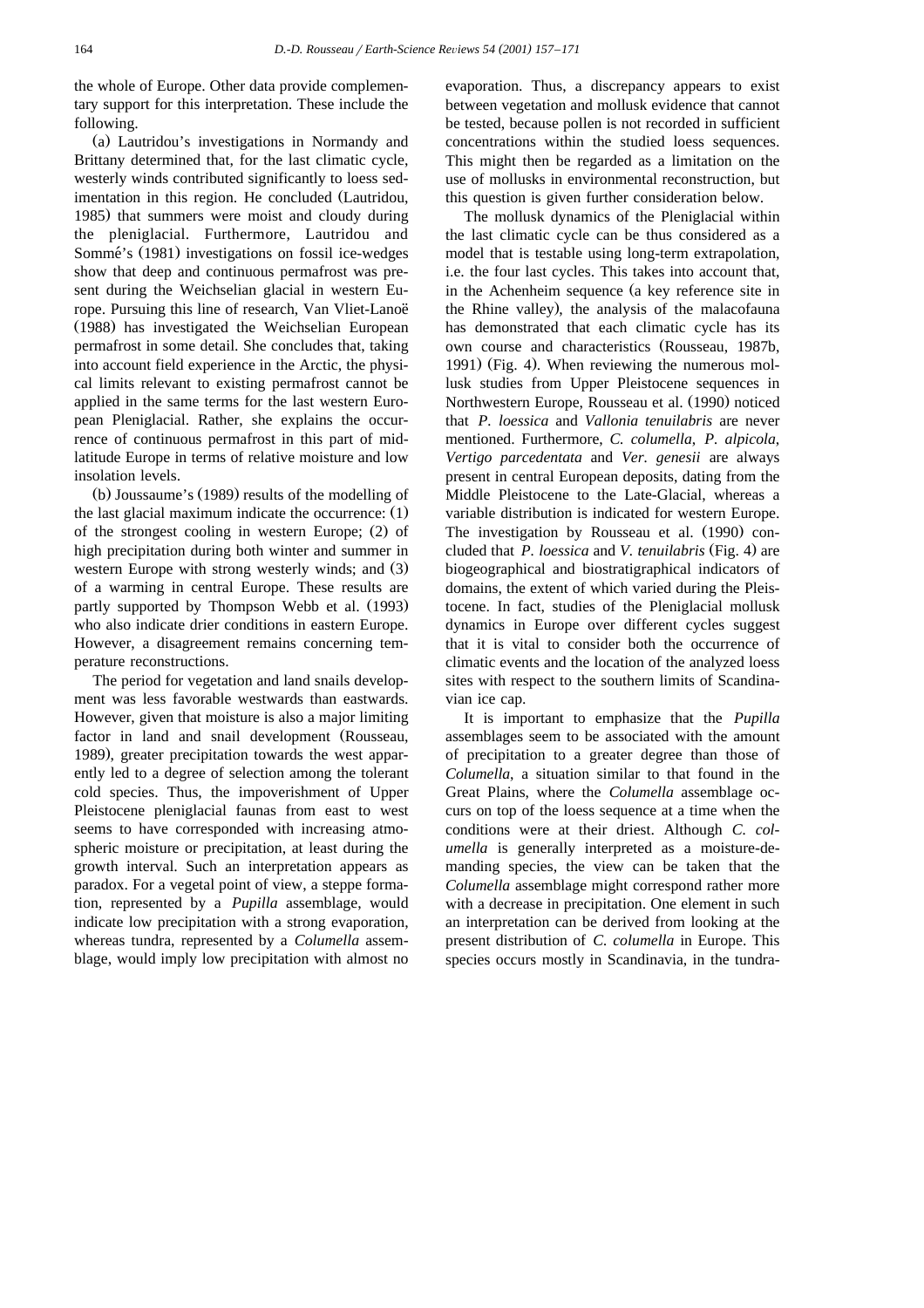the whole of Europe. Other data provide complementary support for this interpretation. These include the following.

(a) Lautridou's investigations in Normandy and Brittany determined that, for the last climatic cycle, westerly winds contributed significantly to loess sedimentation in this region. He concluded (Lautridou, 1985) that summers were moist and cloudy during the pleniglacial. Furthermore, Lautridou and Sommé's (1981) investigations on fossil ice-wedges show that deep and continuous permafrost was present during the Weichselian glacial in western Europe. Pursuing this line of research, Van Vliet-Lanoë (1988) has investigated the Weichselian European permafrost in some detail. She concludes that, taking into account field experience in the Arctic, the physical limits relevant to existing permafrost cannot be applied in the same terms for the last western European Pleniglacial. Rather, she explains the occurrence of continuous permafrost in this part of mid-latitude Europe in terms of relative moisture and low insolation levels.

(b) Joussaume's (1989) results of the modelling of the last glacial maximum indicate the occurrence: (1) of the strongest cooling in western Europe; (2) of high precipitation during both winter and summer in western Europe with strong westerly winds; and (3) of a warming in central Europe. These results are partly supported by Thompson Webb et al. (1993) who also indicate drier conditions in eastern Europe. However, a disagreement remains concerning temperature reconstructions.

The period for vegetation and land snails development was less favorable westwards than eastwards. However, given that moisture is also a major limiting factor in land and snail development (Rousseau, 1989), greater precipitation towards the west apparently led to a degree of selection among the tolerant cold species. Thus, the impoverishment of Upper Pleistocene pleniglacial faunas from east to west seems to have corresponded with increasing atmospheric moisture or precipitation, at least during the growth interval. Such an interpretation appears as paradox. For a vegetal point of view, a steppe formation, represented by a *Pupilla* assemblage, would indicate low precipitation with a strong evaporation, whereas tundra, represented by a *Columella* assemblage, would imply low precipitation with almost no evaporation. Thus, a discrepancy appears to exist between vegetation and mollusk evidence that cannot be tested, because pollen is not recorded in sufficient concentrations within the studied loess sequences. This might then be regarded as a limitation on the use of mollusks in environmental reconstruction, but this question is given further consideration below.

The mollusk dynamics of the Pleniglacial within the last climatic cycle can be thus considered as a model that is testable using long-term extrapolation, i.e. the four last cycles. This takes into account that, in the Achenheim sequence (a key reference site in the Rhine valley), the analysis of the malacofauna has demonstrated that each climatic cycle has its own course and characteristics (Rousseau, 1987b, 1991) (Fig. 4). When reviewing the numerous mollusk studies from Upper Pleistocene sequences in Northwestern Europe, Rousseau et al. (1990) noticed that *P. loessica* and *Vallonia tenuilabris* are never mentioned. Furthermore, *C. columella*, *P. alpicola*, *Vertigo parcedentata* and *Ver. genesii* are always present in central European deposits, dating from the Middle Pleistocene to the Late-Glacial, whereas a variable distribution is indicated for western Europe. The investigation by Rousseau et al. (1990) concluded that *P. loessica* and *V. tenuilabris* (Fig. 4) are biogeographical and biostratigraphical indicators of domains, the extent of which varied during the Pleistocene. In fact, studies of the Pleniglacial mollusk dynamics in Europe over different cycles suggest that it is vital to consider both the occurrence of climatic events and the location of the analyzed loess sites with respect to the southern limits of Scandinavian ice cap.

It is important to emphasize that the *Pupilla* assemblages seem to be associated with the amount of precipitation to a greater degree than those of *Columella*, a situation similar to that found in the Great Plains, where the *Columella* assemblage occurs on top of the loess sequence at a time when the conditions were at their driest. Although *C. columella* is generally interpreted as a moisture-demanding species, the view can be taken that the *Columella* assemblage might correspond rather more with a decrease in precipitation. One element in such an interpretation can be derived from looking at the present distribution of *C. columella* in Europe. This species occurs mostly in Scandinavia, in the tundra-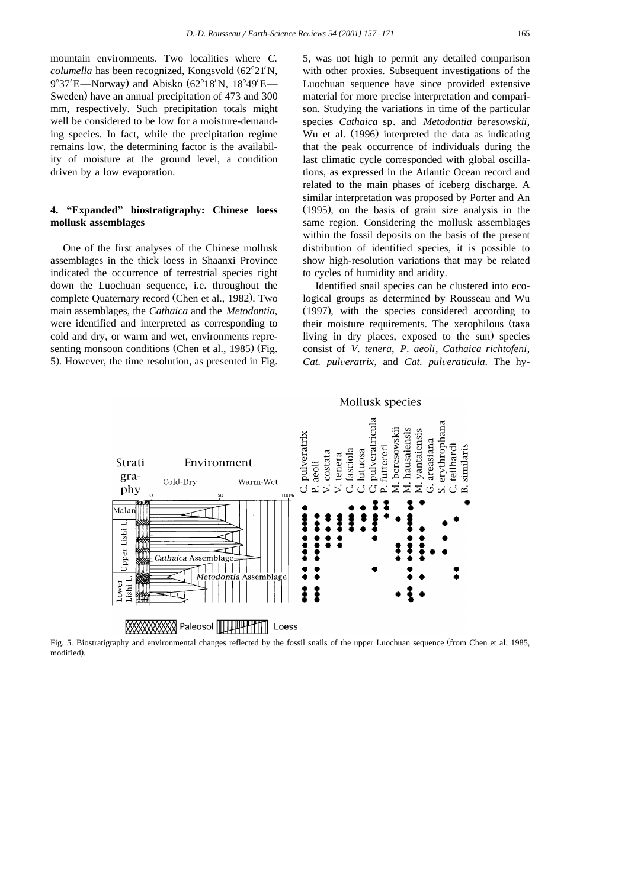mountain environments. Two localities where *C. columella* has been recognized, Kongsvold (62°21′N, 9°37′E—Norway) and Abisko (62°18′N, 18°49′E—Sweden) have an annual precipitation of 473 and 300 mm, respectively. Such precipitation totals might well be considered to be low for a moisture-demanding species. In fact, while the precipitation regime remains low, the determining factor is the availability of moisture at the ground level, a condition driven by a low evaporation.

## 4. "Expanded" biostratigraphy: Chinese loess mollusk assemblages

One of the first analyses of the Chinese mollusk assemblages in the thick loess in Shaanxi Province indicated the occurrence of terrestrial species right down the Luochuan sequence, i.e. throughout the complete Quaternary record (Chen et al., 1982). Two main assemblages, the *Cathaica* and the *Metodontia*, were identified and interpreted as corresponding to cold and dry, or warm and wet, environments representing monsoon conditions (Chen et al., 1985) (Fig. 5). However, the time resolution, as presented in Fig. 5, was not high to permit any detailed comparison with other proxies. Subsequent investigations of the Luochuan sequence have since provided extensive material for more precise interpretation and comparison. Studying the variations in time of the particular species *Cathaica* sp. and *Metodontia beresowskii*, Wu et al. (1996) interpreted the data as indicating that the peak occurrence of individuals during the last climatic cycle corresponded with global oscillations, as expressed in the Atlantic Ocean record and related to the main phases of iceberg discharge. A similar interpretation was proposed by Porter and An (1995), on the basis of grain size analysis in the same region. Considering the mollusk assemblages within the fossil deposits on the basis of the present distribution of identified species, it is possible to show high-resolution variations that may be related to cycles of humidity and aridity.

Identified snail species can be clustered into ecological groups as determined by Rousseau and Wu (1997), with the species considered according to their moisture requirements. The xerophilous (taxa living in dry places, exposed to the sun) species consist of *V. tenera*, *P. aeoli*, *Cathaica richtofeni*, *Cat. pulveratrix*, and *Cat. pulveraticula*. The hy-

Fig. 5. Biostratigraphy and environmental changes reflected by the fossil snails of the upper Luochuan sequence (from Chen et al. 1985, modified).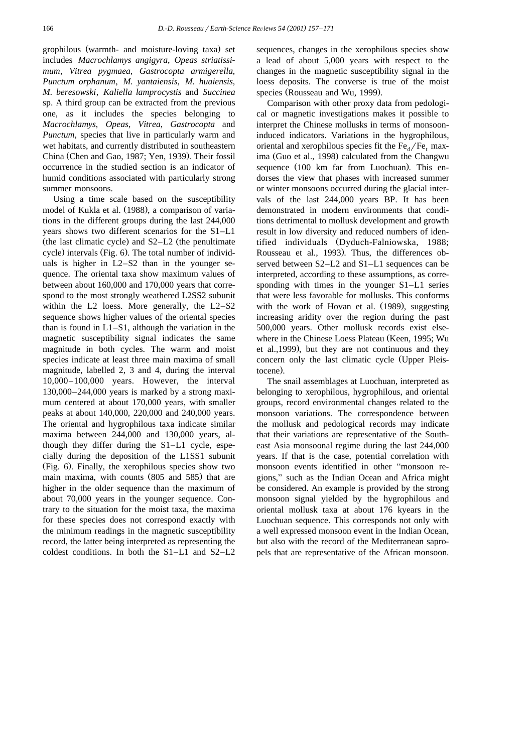grophilous (warmth- and moisture-loving taxa) set includes *Macrochlamys angigyra*, *Opeas striatissimum*, *Vitrea pygmaea*, *Gastrocopta armigerella*, *Punctum orphanum*, *M. yantaiensis*, *M. huaiensis*, *M. beresowski*, *Kaliella lamprocystis* and *Succinea* sp. A third group can be extracted from the previous one, as it includes the species belonging to *Macrochlamys*, *Opeas*, *Vitrea*, *Gastrocopta* and *Punctum*, species that live in particularly warm and wet habitats, and currently distributed in southeastern China (Chen and Gao, 1987; Yen, 1939). Their fossil occurrence in the studied section is an indicator of humid conditions associated with particularly strong summer monsoons.

Using a time scale based on the susceptibility model of Kukla et al. (1988), a comparison of variations in the different groups during the last 244,000 years shows two different scenarios for the S1–L1 (the last climatic cycle) and S2–L2 (the penultimate cycle) intervals (Fig. 6). The total number of individuals is higher in L2–S2 than in the younger sequence. The oriental taxa show maximum values of between about 160,000 and 170,000 years that correspond to the most strongly weathered L2SS2 subunit within the L2 loess. More generally, the L2–S2 sequence shows higher values of the oriental species than is found in L1–S1, although the variation in the magnetic susceptibility signal indicates the same magnitude in both cycles. The warm and moist species indicate at least three main maxima of small magnitude, labelled 2, 3 and 4, during the interval 10,000–100,000 years. However, the interval 130,000–244,000 years is marked by a strong maximum centered at about 170,000 years, with smaller peaks at about 140,000, 220,000 and 240,000 years. The oriental and hygrophilous taxa indicate similar maxima between 244,000 and 130,000 years, although they differ during the S1–L1 cycle, especially during the deposition of the L1SS1 subunit (Fig. 6). Finally, the xerophilous species show two main maxima, with counts (805 and 585) that are higher in the older sequence than the maximum of about 70,000 years in the younger sequence. Contrary to the situation for the moist taxa, the maxima for these species does not correspond exactly with the minimum readings in the magnetic susceptibility record, the latter being interpreted as representing the coldest conditions. In both the S1–L1 and S2–L2 sequences, changes in the xerophilous species show a lead of about 5,000 years with respect to the changes in the magnetic susceptibility signal in the loess deposits. The converse is true of the moist species (Rousseau and Wu, 1999).

Comparison with other proxy data from pedological or magnetic investigations makes it possible to interpret the Chinese mollusks in terms of monsoon-induced indicators. Variations in the hygrophilous, oriental and xerophilous species fit the $Fe_d/Fe_t$ maxima (Guo et al., 1998) calculated from the Changwu sequence (100 km far from Luochuan). This endorses the view that phases with increased summer or winter monsoons occurred during the glacial intervals of the last 244,000 years BP. It has been demonstrated in modern environments that conditions detrimental to mollusk development and growth result in low diversity and reduced numbers of identified individuals (Dyduch-Falniowska, 1988; Rousseau et al., 1993). Thus, the differences observed between S2–L2 and S1–L1 sequences can be interpreted, according to these assumptions, as corresponding with times in the younger S1–L1 series that were less favorable for mollusks. This conforms with the work of Hovan et al. (1989), suggesting increasing aridity over the region during the past 500,000 years. Other mollusk records exist elsewhere in the Chinese Loess Plateau (Keen, 1995; Wu et al.,1999), but they are not continuous and they concern only the last climatic cycle (Upper Pleistocene).

The snail assemblages at Luochuan, interpreted as belonging to xerophilous, hygrophilous, and oriental groups, record environmental changes related to the monsoon variations. The correspondence between the mollusk and pedological records may indicate that their variations are representative of the Southeast Asia monsoonal regime during the last 244,000 years. If that is the case, potential correlation with monsoon events identified in other "monsoon regions," such as the Indian Ocean and Africa might be considered. An example is provided by the strong monsoon signal yielded by the hygrophilous and oriental mollusk taxa at about 176 kyears in the Luochuan sequence. This corresponds not only with a well expressed monsoon event in the Indian Ocean, but also with the record of the Mediterranean sapropels that are representative of the African monsoon.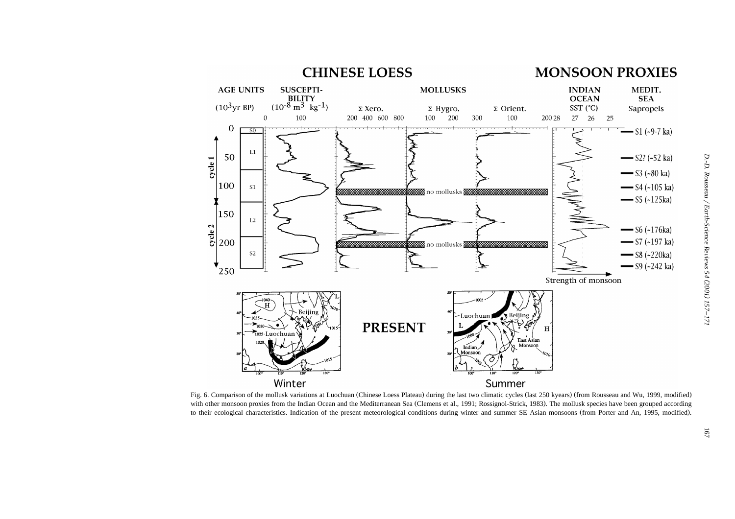Fig. 6. Comparison of the mollusk variations at Luochuan (Chinese Loess Plateau) during the last two climatic cycles (last 250 kyears) (from Rousseau and Wu, 1999, modified) with other monsoon proxies from the Indian Ocean and the Mediterranean Sea (Clemens et al., 1991; Rossignol-Strick, 1983). The mollusk species have been grouped according to their ecological characteristics. Indication of the present meteorological conditions during winter and summer SE Asian monsoons (from Porter and An, 1995, modified).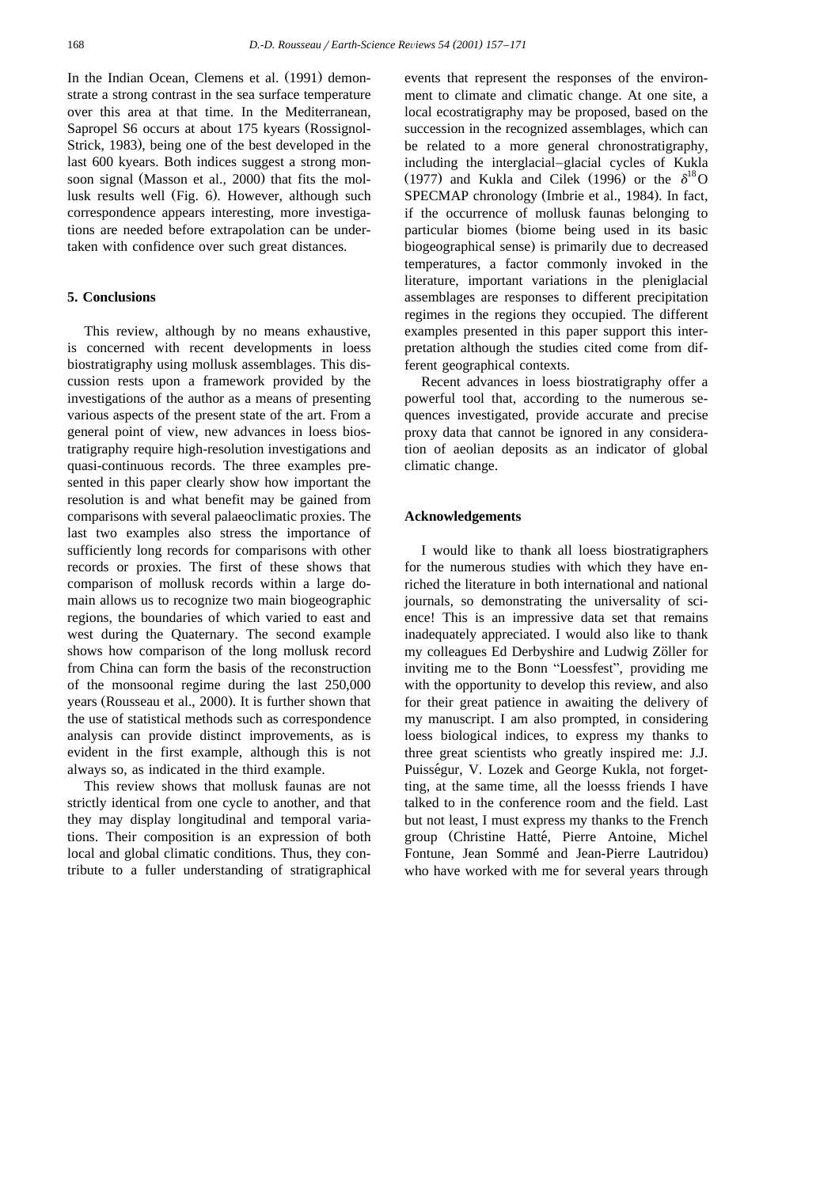In the Indian Ocean, Clemens et al. (1991) demonstrate a strong contrast in the sea surface temperature over this area at that time. In the Mediterranean, Sapropel S6 occurs at about 175 kyears (Rossignol-Strick, 1983), being one of the best developed in the last 600 kyears. Both indices suggest a strong monsoon signal (Masson et al., 2000) that fits the mollusk results well (Fig. 6). However, although such correspondence appears interesting, more investigations are needed before extrapolation can be undertaken with confidence over such great distances.

## 5. Conclusions

This review, although by no means exhaustive, is concerned with recent developments in loess biostratigraphy using mollusk assemblages. This discussion rests upon a framework provided by the investigations of the author as a means of presenting various aspects of the present state of the art. From a general point of view, new advances in loess biostratigraphy require high-resolution investigations and quasi-continuous records. The three examples presented in this paper clearly show how important the resolution is and what benefit may be gained from comparisons with several palaeoclimatic proxies. The last two examples also stress the importance of sufficiently long records for comparisons with other records or proxies. The first of these shows that comparison of mollusk records within a large domain allows us to recognize two main biogeographic regions, the boundaries of which varied to east and west during the Quaternary. The second example shows how comparison of the long mollusk record from China can form the basis of the reconstruction of the monsoonal regime during the last 250,000 years (Rousseau et al., 2000). It is further shown that the use of statistical methods such as correspondence analysis can provide distinct improvements, as is evident in the first example, although this is not always so, as indicated in the third example.

This review shows that mollusk faunas are not strictly identical from one cycle to another, and that they may display longitudinal and temporal variations. Their composition is an expression of both local and global climatic conditions. Thus, they contribute to a fuller understanding of stratigraphical events that represent the responses of the environment to climate and climatic change. At one site, a local ecostratigraphy may be proposed, based on the succession in the recognized assemblages, which can be related to a more general chronostratigraphy, including the interglacial–glacial cycles of Kukla (1977) and Kukla and Cilek (1996) or the $\delta^{18}O$ SPECMAP chronology (Imbrie et al., 1984). In fact, if the occurrence of mollusk faunas belonging to particular biomes (biome being used in its basic biogeographical sense) is primarily due to decreased temperatures, a factor commonly invoked in the literature, important variations in the pleniglacial assemblages are responses to different precipitation regimes in the regions they occupied. The different examples presented in this paper support this interpretation although the studies cited come from different geographical contexts.

Recent advances in loess biostratigraphy offer a powerful tool that, according to the numerous sequences investigated, provide accurate and precise proxy data that cannot be ignored in any consideration of aeolian deposits as an indicator of global climatic change.

## Acknowledgements

I would like to thank all loess biostratigraphers for the numerous studies with which they have enriched the literature in both international and national journals, so demonstrating the universality of science! This is an impressive data set that remains inadequately appreciated. I would also like to thank my colleagues Ed Derbyshire and Ludwig Zöller for inviting me to the Bonn "Loessfest", providing me with the opportunity to develop this review, and also for their great patience in awaiting the delivery of my manuscript. I am also prompted, in considering loess biological indices, to express my thanks to three great scientists who greatly inspired me: J.J. Puisségur, V. Lozek and George Kukla, not forgetting, at the same time, all the loesss friends I have talked to in the conference room and the field. Last but not least, I must express my thanks to the French group (Christine Hatté, Pierre Antoine, Michel Fontune, Jean Sommé and Jean-Pierre Lautridou) who have worked with me for several years through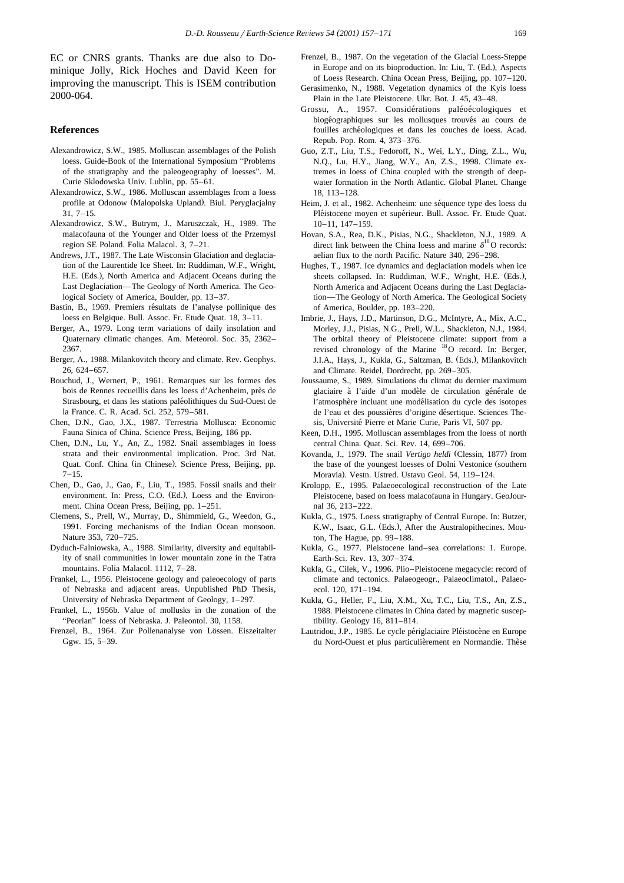EC or CNRS grants. Thanks are due also to Dominique Jolly, Rick Hoches and David Keen for improving the manuscript. This is ISEM contribution 2000-064.

## References

Alexandrowicz, S.W., 1985. Molluscan assemblages of the Polish loess. Guide-Book of the International Symposium "Problems of the stratigraphy and the paleogeography of loesses". M. Curie Sklodowska Univ. Lublin, pp. 55–61.

Alexandrowicz, S.W., 1986. Molluscan assemblages from a loess profile at Odonow (Malopolska Upland). Biul. Peryglacjalny 31, 7–15.

Alexandrowicz, S.W., Butrym, J., Maruszczak, H., 1989. The malacofauna of the Younger and Older loess of the Przemysl region SE Poland. Folia Malacol. 3, 7–21.

Andrews, J.T., 1987. The Late Wisconsin Glaciation and deglaciation of the Laurentide Ice Sheet. In: Ruddiman, W.F., Wright, H.E. (Eds.), North America and Adjacent Oceans during the Last Deglaciation—The Geology of North America. The Geological Society of America, Boulder, pp. 13–37.

Bastin, B., 1969. Premiers résultats de l'analyse pollinique des loess en Belgique. Bull. Assoc. Fr. Etude Quat. 18, 3–11.

Berger, A., 1979. Long term variations of daily insolation and Quaternary climatic changes. Am. Meteorol. Soc. 35, 2362–2367.

Berger, A., 1988. Milankovitch theory and climate. Rev. Geophys. 26, 624–657.

Bouchud, J., Wernert, P., 1961. Remarques sur les formes des bois de Rennes recueillis dans les loess d'Achenheim, près de Strasbourg, et dans les stations paléolithiques du Sud-Ouest de la France. C. R. Acad. Sci. 252, 579–581.

Chen, D.N., Gao, J.X., 1987. Terrestria Mollusca: Economic Fauna Sinica of China. Science Press, Beijing, 186 pp.

Chen, D.N., Lu, Y., An, Z., 1982. Snail assemblages in loess strata and their environmental implication. Proc. 3rd Nat. Quat. Conf. China (in Chinese). Science Press, Beijing, pp. 7–15.

Chen, D., Gao, J., Gao, F., Liu, T., 1985. Fossil snails and their environment. In: Press, C.O. (Ed.), Loess and the Environment. China Ocean Press, Beijing, pp. 1–251.

Clemens, S., Prell, W., Murray, D., Shimmield, G., Weedon, G., 1991. Forcing mechanisms of the Indian Ocean monsoon. Nature 353, 720–725.

Dyduch-Falniowska, A., 1988. Similarity, diversity and equitability of snail communities in lower mountain zone in the Tatra mountains. Folia Malacol. 1112, 7–28.

Frankel, L., 1956. Pleistocene geology and paleoecology of parts of Nebraska and adjacent areas. Unpublished PhD Thesis, University of Nebraska Department of Geology, 1–297.

Frankel, L., 1956b. Value of mollusks in the zonation of the "Peorian" loess of Nebraska. J. Paleontol. 30, 1158.

Frenzel, B., 1964. Zur Pollenanalyse von Lössen. Eiszeitalter Ggw. 15, 5–39.

Frenzel, B., 1987. On the vegetation of the Glacial Loess-Steppe in Europe and on its bioproduction. In: Liu, T. (Ed.), Aspects of Loess Research. China Ocean Press, Beijing, pp. 107–120.

Gerasimenko, N., 1988. Vegetation dynamics of the Kyis loess Plain in the Late Pleistocene. Ukr. Bot. J. 45, 43–48.

Grossu, A., 1957. Considérations paléoécologiques et biogéographiques sur les mollusques trouvés au cours de fouilles archéologiques et dans les couches de loess. Acad. Repub. Pop. Rom. 4, 373–376.

Guo, Z.T., Liu, T.S., Fedoroff, N., Wei, L.Y., Ding, Z.L., Wu, N.Q., Lu, H.Y., Jiang, W.Y., An, Z.S., 1998. Climate extremes in loess of China coupled with the strength of deep-water formation in the North Atlantic. Global Planet. Change 18, 113–128.

Heim, J. et al., 1982. Achenheim: une séquence type des loess du Pléistocene moyen et supérieur. Bull. Assoc. Fr. Etude Quat. 10–11, 147–159.

Hovan, S.A., Rea, D.K., Pisias, N.G., Shackleton, N.J., 1989. A direct link between the China loess and marine $\delta^{18}O$ records: aelian flux to the north Pacific. Nature 340, 296–298.

Hughes, T., 1987. Ice dynamics and deglaciation models when ice sheets collapsed. In: Ruddiman, W.F., Wright, H.E. (Eds.), North America and Adjacent Oceans during the Last Deglaciation—The Geology of North America. The Geological Society of America, Boulder, pp. 183–220.

Imbrie, J., Hays, J.D., Martinson, D.G., McIntyre, A., Mix, A.C., Morley, J.J., Pisias, N.G., Prell, W.L., Shackleton, N.J., 1984. The orbital theory of Pleistocene climate: support from a revised chronology of the Marine $^{18}O$ record. In: Berger, J.I.A., Hays, J., Kukla, G., Saltzman, B. (Eds.), Milankovitch and Climate. Reidel, Dordrecht, pp. 269–305.

Joussaume, S., 1989. Simulations du climat du dernier maximum glaciaire à l'aide d'un modèle de circulation générale de l'atmosphère incluant une modélisation du cycle des isotopes de l'eau et des poussières d'origine désertique. Sciences Thesis, Université Pierre et Marie Curie, Paris VI, 507 pp.

Keen, D.H., 1995. Molluscan assemblages from the loess of north central China. Quat. Sci. Rev. 14, 699–706.

Kovanda, J., 1979. The snail *Vertigo heldi* (Clessin, 1877) from the base of the youngest loesses of Dolni Vestonice (southern Moravia). Vestn. Ustred. Ustavu Geol. 54, 119–124.

Krolopp, E., 1995. Palaeoecological reconstruction of the Late Pleistocene, based on loess malacofauna in Hungary. GeoJournal 36, 213–222.

Kukla, G., 1975. Loess stratigraphy of Central Europe. In: Butzer, K.W., Isaac, G.L. (Eds.), After the Australopithecines. Mouton, The Hague, pp. 99–188.

Kukla, G., 1977. Pleistocene land–sea correlations: 1. Europe. Earth-Sci. Rev. 13, 307–374.

Kukla, G., Cilek, V., 1996. Plio–Pleistocene megacycle: record of climate and tectonics. Palaeogeogr., Palaeoclimatol., Palaeoecol. 120, 171–194.

Kukla, G., Heller, F., Liu, X.M., Xu, T.C., Liu, T.S., An, Z.S., 1988. Pleistocene climates in China dated by magnetic susceptibility. Geology 16, 811–814.

Lautridou, J.P., 1985. Le cycle périglaciaire Pléistocène en Europe du Nord-Ouest et plus particulièrement en Normandie. Thèse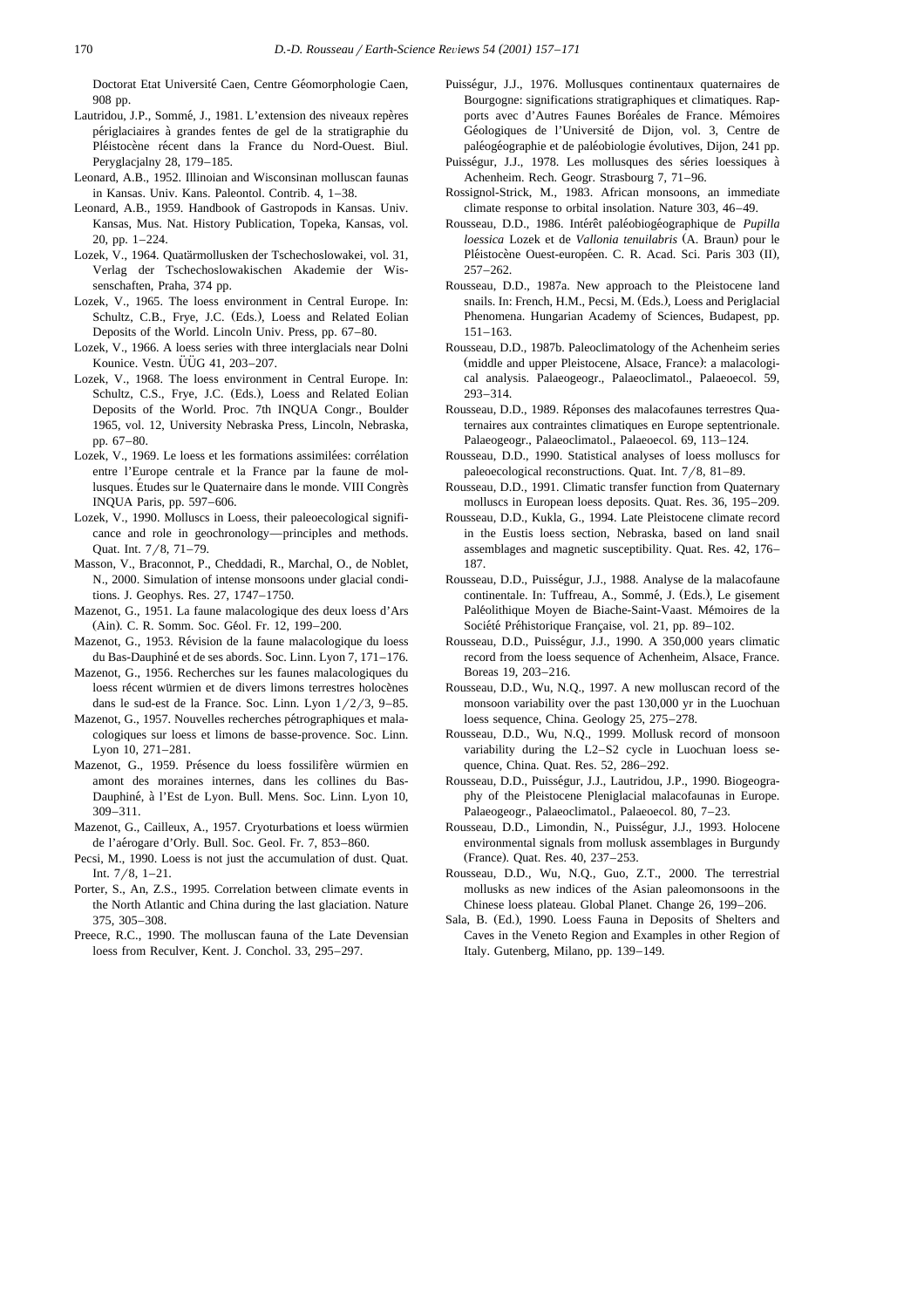Doctorat Etat Université Caen, Centre Géomorphologie Caen, 908 pp.

Lautridou, J.P., Sommé, J., 1981. L'extension des niveaux repères périglaciaires à grandes fentes de gel de la stratigraphie du Pléistocène récent dans la France du Nord-Ouest. Biul. Peryglacjalny 28, 179–185.

Leonard, A.B., 1952. Illinoian and Wisconsinan molluscan faunas in Kansas. Univ. Kans. Paleontol. Contrib. 4, 1–38.

Leonard, A.B., 1959. Handbook of Gastropods in Kansas. Univ. Kansas, Mus. Nat. History Publication, Topeka, Kansas, vol. 20, pp. 1–224.

Lozek, V., 1964. Quatärmollusken der Tschechoslowakei, vol. 31, Verlag der Tschechoslowakischen Akademie der Wissenschaften, Praha, 374 pp.

Lozek, V., 1965. The loess environment in Central Europe. In: Schultz, C.B., Frye, J.C. (Eds.), Loess and Related Eolian Deposits of the World. Lincoln Univ. Press, pp. 67–80.

Lozek, V., 1966. A loess series with three interglacials near Dolni Kounice. Vestn. ÜÜG 41, 203–207.

Lozek, V., 1968. The loess environment in Central Europe. In: Schultz, C.S., Frye, J.C. (Eds.), Loess and Related Eolian Deposits of the World. Proc. 7th INQUA Congr., Boulder 1965, vol. 12, University Nebraska Press, Lincoln, Nebraska, pp. 67–80.

Lozek, V., 1969. Le loess et les formations assimilées: corrélation entre l'Europe centrale et la France par la faune de mollusques. Études sur le Quaternaire dans le monde. VIII Congrès INQUA Paris, pp. 597–606.

Lozek, V., 1990. Molluscs in Loess, their paleoecological significance and role in geochronology—principles and methods. Quat. Int. 7/8, 71–79.

Masson, V., Braconnot, P., Cheddadi, R., Marchal, O., de Noblet, N., 2000. Simulation of intense monsoons under glacial conditions. J. Geophys. Res. 27, 1747–1750.

Mazenot, G., 1951. La faune malacologique des deux loess d'Ars (Ain). C. R. Somm. Soc. Géol. Fr. 12, 199–200.

Mazenot, G., 1953. Révision de la faune malacologique du loess du Bas-Dauphiné et de ses abords. Soc. Linn. Lyon 7, 171–176.

Mazenot, G., 1956. Recherches sur les faunes malacologiques du loess récent würmien et de divers limons terrestres holocènes dans le sud-est de la France. Soc. Linn. Lyon 1/2/3, 9–85.

Mazenot, G., 1957. Nouvelles recherches pétrographiques et malacologiques sur loess et limons de basse-provence. Soc. Linn. Lyon 10, 271–281.

Mazenot, G., 1959. Présence du loess fossilifère würmien en amont des moraines internes, dans les collines du Bas-Dauphiné, à l'Est de Lyon. Bull. Mens. Soc. Linn. Lyon 10, 309–311.

Mazenot, G., Cailleux, A., 1957. Cryoturbations et loess würmien de l'aérogare d'Orly. Bull. Soc. Geol. Fr. 7, 853–860.

Pecsi, M., 1990. Loess is not just the accumulation of dust. Quat. Int. 7/8, 1–21.

Porter, S., An, Z.S., 1995. Correlation between climate events in the North Atlantic and China during the last glaciation. Nature 375, 305–308.

Preece, R.C., 1990. The molluscan fauna of the Late Devensian loess from Reculver, Kent. J. Conchol. 33, 295–297.

Puisségur, J.J., 1976. Mollusques continentaux quaternaires de Bourgogne: significations stratigraphiques et climatiques. Rapports avec d'Autres Faunes Boréales de France. Mémoires Géologiques de l'Université de Dijon, vol. 3, Centre de paléogéographie et de paléobiologie évolutives, Dijon, 241 pp.

Puisségur, J.J., 1978. Les mollusques des séries loessiques à Achenheim. Rech. Geogr. Strasbourg 7, 71–96.

Rossignol-Strick, M., 1983. African monsoons, an immediate climate response to orbital insolation. Nature 303, 46–49.

Rousseau, D.D., 1986. Intérêt paléobiogéographique de *Pupilla loessica* Lozek et de *Vallonia tenuilabris* (A. Braun) pour le Pléistocène Ouest-européen. C. R. Acad. Sci. Paris 303 (II), 257–262.

Rousseau, D.D., 1987a. New approach to the Pleistocene land snails. In: French, H.M., Pecsi, M. (Eds.), Loess and Periglacial Phenomena. Hungarian Academy of Sciences, Budapest, pp. 151–163.

Rousseau, D.D., 1987b. Paleoclimatology of the Achenheim series (middle and upper Pleistocene, Alsace, France): a malacological analysis. Palaeogeogr., Palaeoclimatol., Palaeoecol. 59, 293–314.

Rousseau, D.D., 1989. Réponses des malacofaunes terrestres Quaternaires aux contraintes climatiques en Europe septentrionale. Palaeogeogr., Palaeoclimatol., Palaeoecol. 69, 113–124.

Rousseau, D.D., 1990. Statistical analyses of loess molluscs for paleoecological reconstructions. Quat. Int. 7/8, 81–89.

Rousseau, D.D., 1991. Climatic transfer function from Quaternary molluscs in European loess deposits. Quat. Res. 36, 195–209.

Rousseau, D.D., Kukla, G., 1994. Late Pleistocene climate record in the Eustis loess section, Nebraska, based on land snail assemblages and magnetic susceptibility. Quat. Res. 42, 176–187.

Rousseau, D.D., Puisségur, J.J., 1988. Analyse de la malacofaune continentale. In: Tuffreau, A., Sommé, J. (Eds.), Le gisement Paléolithique Moyen de Biache-Saint-Vaast. Mémoires de la Société Préhistorique Française, vol. 21, pp. 89–102.

Rousseau, D.D., Puisségur, J.J., 1990. A 350,000 years climatic record from the loess sequence of Achenheim, Alsace, France. Boreas 19, 203–216.

Rousseau, D.D., Wu, N.Q., 1997. A new molluscan record of the monsoon variability over the past 130,000 yr in the Luochuan loess sequence, China. Geology 25, 275–278.

Rousseau, D.D., Wu, N.Q., 1999. Mollusk record of monsoon variability during the L2–S2 cycle in Luochuan loess sequence, China. Quat. Res. 52, 286–292.

Rousseau, D.D., Puisségur, J.J., Lautridou, J.P., 1990. Biogeography of the Pleistocene Pleniglacial malacofaunas in Europe. Palaeogeogr., Palaeoclimatol., Palaeoecol. 80, 7–23.

Rousseau, D.D., Limondin, N., Puisségur, J.J., 1993. Holocene environmental signals from mollusk assemblages in Burgundy (France). Quat. Res. 40, 237–253.

Rousseau, D.D., Wu, N.Q., Guo, Z.T., 2000. The terrestrial mollusks as new indices of the Asian paleomonsoons in the Chinese loess plateau. Global Planet. Change 26, 199–206.

Sala, B. (Ed.), 1990. Loess Fauna in Deposits of Shelters and Caves in the Veneto Region and Examples in other Region of Italy. Gutenberg, Milano, pp. 139–149.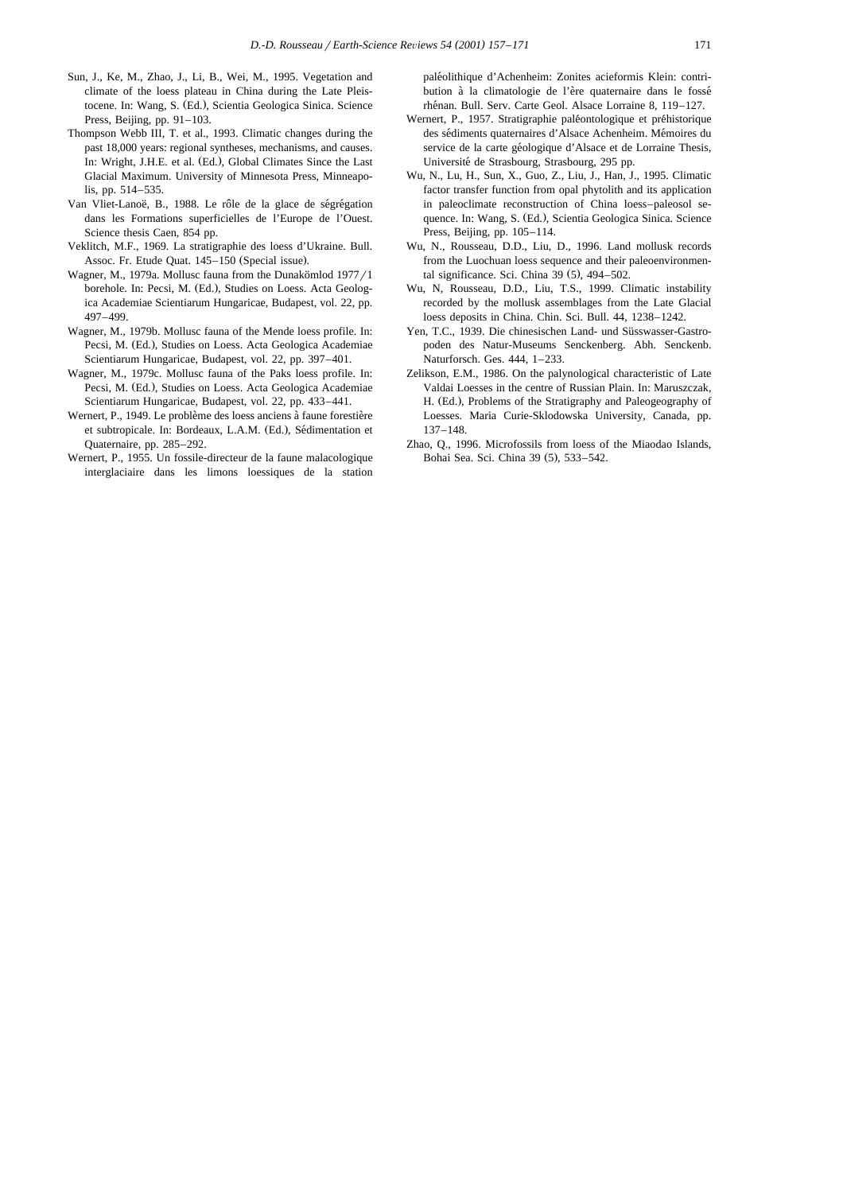Sun, J., Ke, M., Zhao, J., Li, B., Wei, M., 1995. Vegetation and climate of the loess plateau in China during the Late Pleistocene. In: Wang, S. (Ed.), Scientia Geologica Sinica. Science Press, Beijing, pp. 91–103.

Thompson Webb III, T. et al., 1993. Climatic changes during the past 18,000 years: regional syntheses, mechanisms, and causes. In: Wright, J.H.E. et al. (Ed.), Global Climates Since the Last Glacial Maximum. University of Minnesota Press, Minneapolis, pp. 514–535.

Van Vliet-Lanoë, B., 1988. Le rôle de la glace de ségrégation dans les Formations superficielles de l'Europe de l'Ouest. Science thesis Caen, 854 pp.

Veklitch, M.F., 1969. La stratigraphie des loess d'Ukraine. Bull. Assoc. Fr. Etude Quat. 145–150 (Special issue).

Wagner, M., 1979a. Mollusc fauna from the Dunakömlod 1977/1 borehole. In: Pecsi, M. (Ed.), Studies on Loess. Acta Geologica Academiae Scientiarum Hungaricae, Budapest, vol. 22, pp. 497–499.

Wagner, M., 1979b. Mollusc fauna of the Mende loess profile. In: Pecsi, M. (Ed.), Studies on Loess. Acta Geologica Academiae Scientiarum Hungaricae, Budapest, vol. 22, pp. 397–401.

Wagner, M., 1979c. Mollusc fauna of the Paks loess profile. In: Pecsi, M. (Ed.), Studies on Loess. Acta Geologica Academiae Scientiarum Hungaricae, Budapest, vol. 22, pp. 433–441.

Wernert, P., 1949. Le problème des loess anciens à faune forestière et subtropicale. In: Bordeaux, L.A.M. (Ed.), Sédimentation et Quaternaire, pp. 285–292.

Wernert, P., 1955. Un fossile-directeur de la faune malacologique interglaciaire dans les limons loessiques de la station paléolithique d'Achenheim: Zonites acieformis Klein: contribution à la climatologie de l'ère quaternaire dans le fossé rhénan. Bull. Serv. Carte Geol. Alsace Lorraine 8, 119–127.

Wernert, P., 1957. Stratigraphie paléontologique et préhistorique des sédiments quaternaires d'Alsace Achenheim. Mémoires du service de la carte géologique d'Alsace et de Lorraine Thesis, Université de Strasbourg, Strasbourg, 295 pp.

Wu, N., Lu, H., Sun, X., Guo, Z., Liu, J., Han, J., 1995. Climatic factor transfer function from opal phytolith and its application in paleoclimate reconstruction of China loess–paleosol sequence. In: Wang, S. (Ed.), Scientia Geologica Sinica. Science Press, Beijing, pp. 105–114.

Wu, N., Rousseau, D.D., Liu, D., 1996. Land mollusk records from the Luochuan loess sequence and their paleoenvironmental significance. Sci. China 39 (5), 494–502.

Wu, N, Rousseau, D.D., Liu, T.S., 1999. Climatic instability recorded by the mollusk assemblages from the Late Glacial loess deposits in China. Chin. Sci. Bull. 44, 1238–1242.

Yen, T.C., 1939. Die chinesischen Land- und Süsswasser-Gastropoden des Natur-Museums Senckenberg. Abh. Senckenb. Naturforsch. Ges. 444, 1–233.

Zelikson, E.M., 1986. On the palynological characteristic of Late Valdai Loesses in the centre of Russian Plain. In: Maruszczak, H. (Ed.), Problems of the Stratigraphy and Paleogeography of Loesses. Maria Curie-Sklodowska University, Canada, pp. 137–148.

Zhao, Q., 1996. Microfossils from loess of the Miaodao Islands, Bohai Sea. Sci. China 39 (5), 533–542.